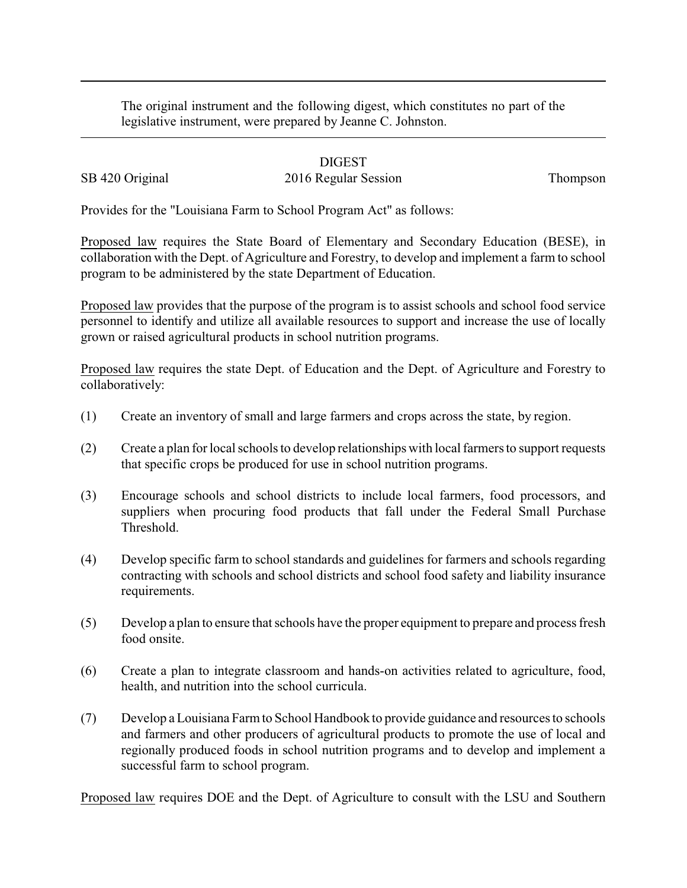The original instrument and the following digest, which constitutes no part of the legislative instrument, were prepared by Jeanne C. Johnston.

DIGEST

SB 420 Original 2016 Regular Session Thompson

Provides for the "Louisiana Farm to School Program Act" as follows:

Proposed law requires the State Board of Elementary and Secondary Education (BESE), in collaboration with the Dept. of Agriculture and Forestry, to develop and implement a farm to school program to be administered by the state Department of Education.

Proposed law provides that the purpose of the program is to assist schools and school food service personnel to identify and utilize all available resources to support and increase the use of locally grown or raised agricultural products in school nutrition programs.

Proposed law requires the state Dept. of Education and the Dept. of Agriculture and Forestry to collaboratively:

(1) Create an inventory of small and large farmers and crops across the state, by region.

(2) Create a plan for local schools to develop relationships with local farmers to support requests that specific crops be produced for use in school nutrition programs.

(3) Encourage schools and school districts to include local farmers, food processors, and suppliers when procuring food products that fall under the Federal Small Purchase Threshold.

(4) Develop specific farm to school standards and guidelines for farmers and schools regarding contracting with schools and school districts and school food safety and liability insurance requirements.

(5) Develop a plan to ensure that schools have the proper equipment to prepare and process fresh food onsite.

(6) Create a plan to integrate classroom and hands-on activities related to agriculture, food, health, and nutrition into the school curricula.

(7) Develop a Louisiana Farm to School Handbook to provide guidance and resources to schools and farmers and other producers of agricultural products to promote the use of local and regionally produced foods in school nutrition programs and to develop and implement a successful farm to school program.

Proposed law requires DOE and the Dept. of Agriculture to consult with the LSU and Southern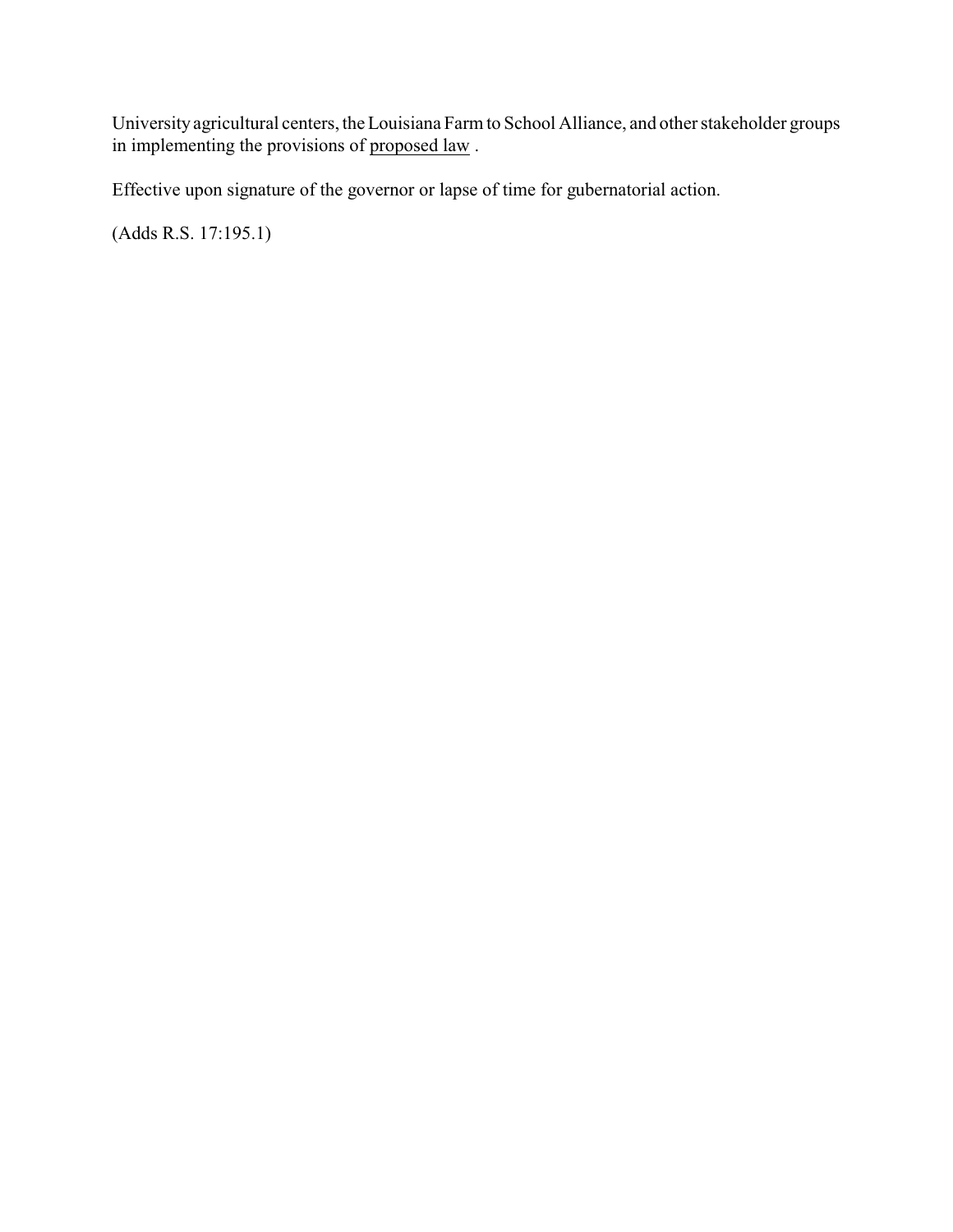University agricultural centers, the Louisiana Farm to School Alliance, and other stakeholder groups in implementing the provisions of proposed law .

Effective upon signature of the governor or lapse of time for gubernatorial action.

(Adds R.S. 17:195.1)